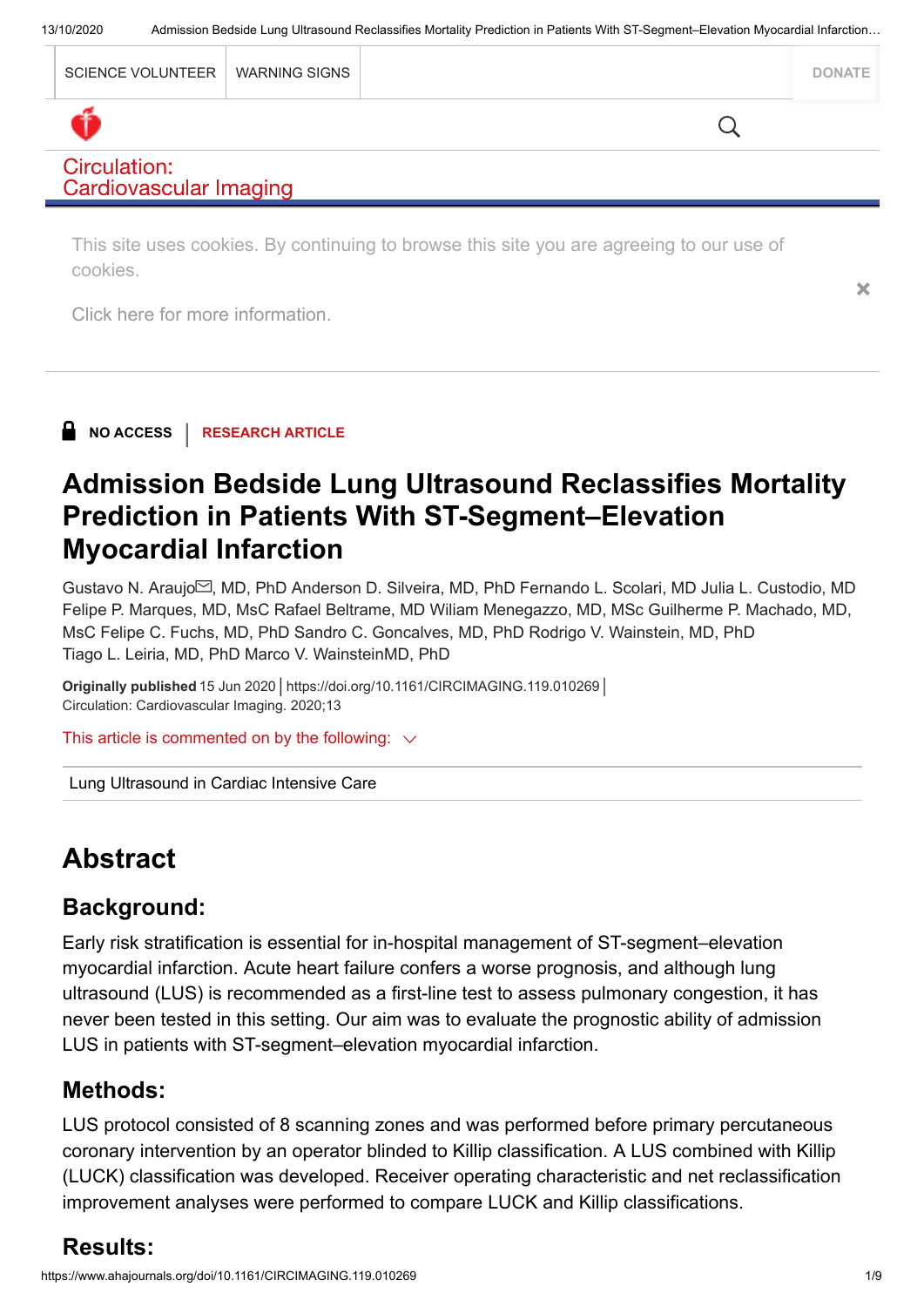NO ACCESS | RESEARCH ARTICLE

# Admission Bedside Lung Ultrasound Reclassifies Mortality Prediction in Patients With ST-Segment–Elevation Myocardial Infarction

Gustavo N. Araujo, MD, PhD Anderson D. Silveira, MD, PhD Fernando L. Scolari, MD Julia L. Custodio, MD Felipe P. Marques, MD, MSc Rafael Beltrame, MD Wiliam Menegazzo, MD, MSc Guilherme P. Machado, MD, MSc Felipe C. Fuchs, MD, PhD Sandro C. Goncalves, MD, PhD Rodrigo V. Wainstein, MD, PhD Tiago L. Leiria, MD, PhD Marco V. WainsteinMD, PhD

**Originally published** 15 Jun 2020 | https://doi.org/10.1161/CIRCIMAGING.119.010269 |
Circulation: Cardiovascular Imaging. 2020;13

This article is commented on by the following:

Lung Ultrasound in Cardiac Intensive Care

## Abstract

### Background:

Early risk stratification is essential for in-hospital management of ST-segment–elevation myocardial infarction. Acute heart failure confers a worse prognosis, and although lung ultrasound (LUS) is recommended as a first-line test to assess pulmonary congestion, it has never been tested in this setting. Our aim was to evaluate the prognostic ability of admission LUS in patients with ST-segment–elevation myocardial infarction.

### Methods:

LUS protocol consisted of 8 scanning zones and was performed before primary percutaneous coronary intervention by an operator blinded to Killip classification. A LUS combined with Killip (LUCK) classification was developed. Receiver operating characteristic and net reclassification improvement analyses were performed to compare LUCK and Killip classifications.

### Results: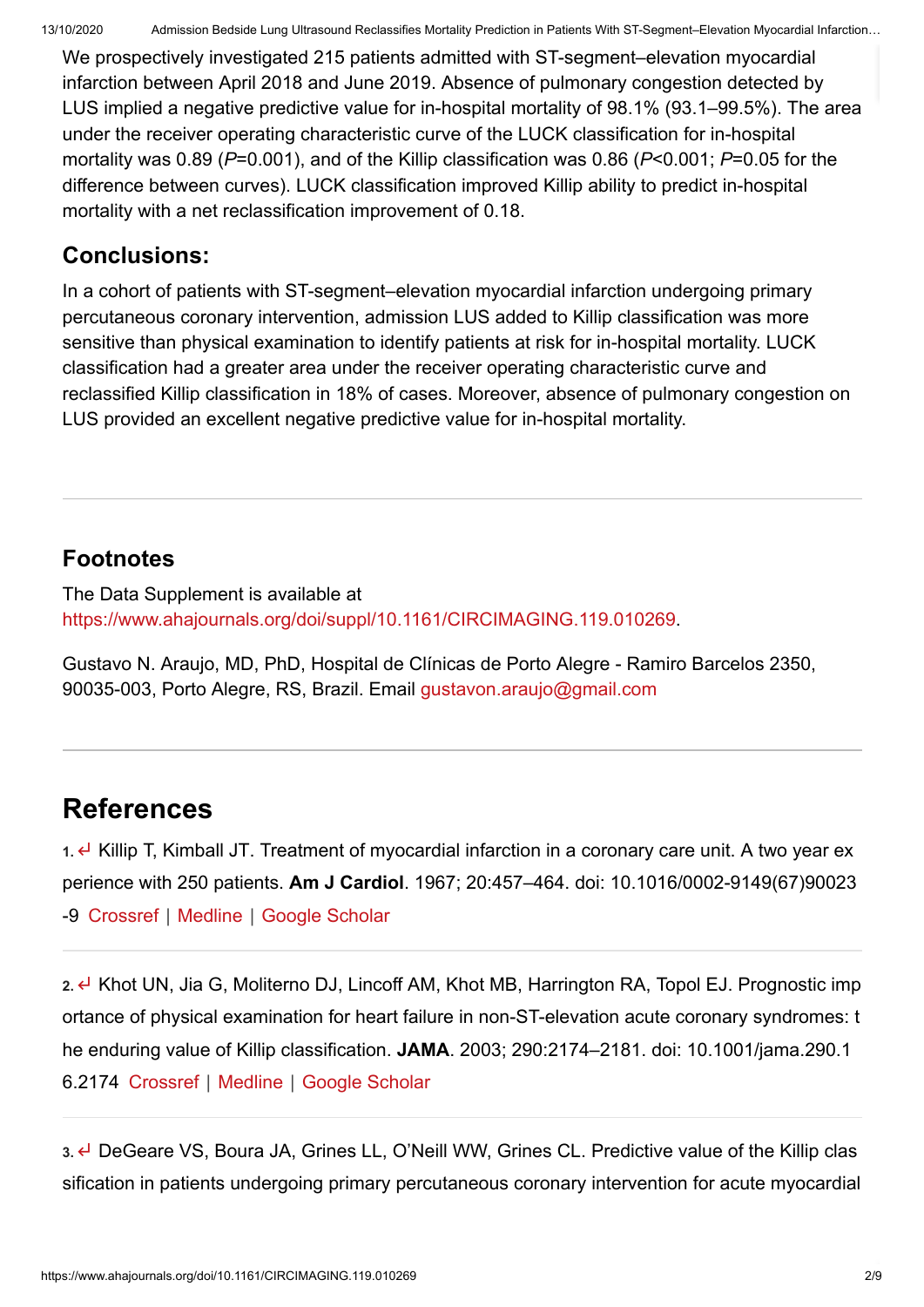We prospectively investigated 215 patients admitted with ST-segment–elevation myocardial infarction between April 2018 and June 2019. Absence of pulmonary congestion detected by LUS implied a negative predictive value for in-hospital mortality of 98.1% (93.1–99.5%). The area under the receiver operating characteristic curve of the LUCK classification for in-hospital mortality was 0.89 (*P*=0.001), and of the Killip classification was 0.86 (*P*<0.001; *P*=0.05 for the difference between curves). LUCK classification improved Killip ability to predict in-hospital mortality with a net reclassification improvement of 0.18.

## Conclusions:

In a cohort of patients with ST-segment–elevation myocardial infarction undergoing primary percutaneous coronary intervention, admission LUS added to Killip classification was more sensitive than physical examination to identify patients at risk for in-hospital mortality. LUCK classification had a greater area under the receiver operating characteristic curve and reclassified Killip classification in 18% of cases. Moreover, absence of pulmonary congestion on LUS provided an excellent negative predictive value for in-hospital mortality.

## Footnotes

The Data Supplement is available at https://www.ahajournals.org/doi/suppl/10.1161/CIRCIMAGING.119.010269.

Gustavo N. Araujo, MD, PhD, Hospital de Clínicas de Porto Alegre - Ramiro Barcelos 2350, 90035-003, Porto Alegre, RS, Brazil. Email gustavon.araujo@gmail.com

# References

1. ↵ Killip T, Kimball JT. Treatment of myocardial infarction in a coronary care unit. A two year experience with 250 patients. **Am J Cardiol**. 1967; 20:457–464. doi: 10.1016/0002-9149(67)90023-9 Crossref | Medline | Google Scholar

2. ↵ Khot UN, Jia G, Moliterno DJ, Lincoff AM, Khot MB, Harrington RA, Topol EJ. Prognostic importance of physical examination for heart failure in non-ST-elevation acute coronary syndromes: the enduring value of Killip classification. **JAMA**. 2003; 290:2174–2181. doi: 10.1001/jama.290.16.2174 Crossref | Medline | Google Scholar

3. ↵ DeGeare VS, Boura JA, Grines LL, O'Neill WW, Grines CL. Predictive value of the Killip classification in patients undergoing primary percutaneous coronary intervention for acute myocardial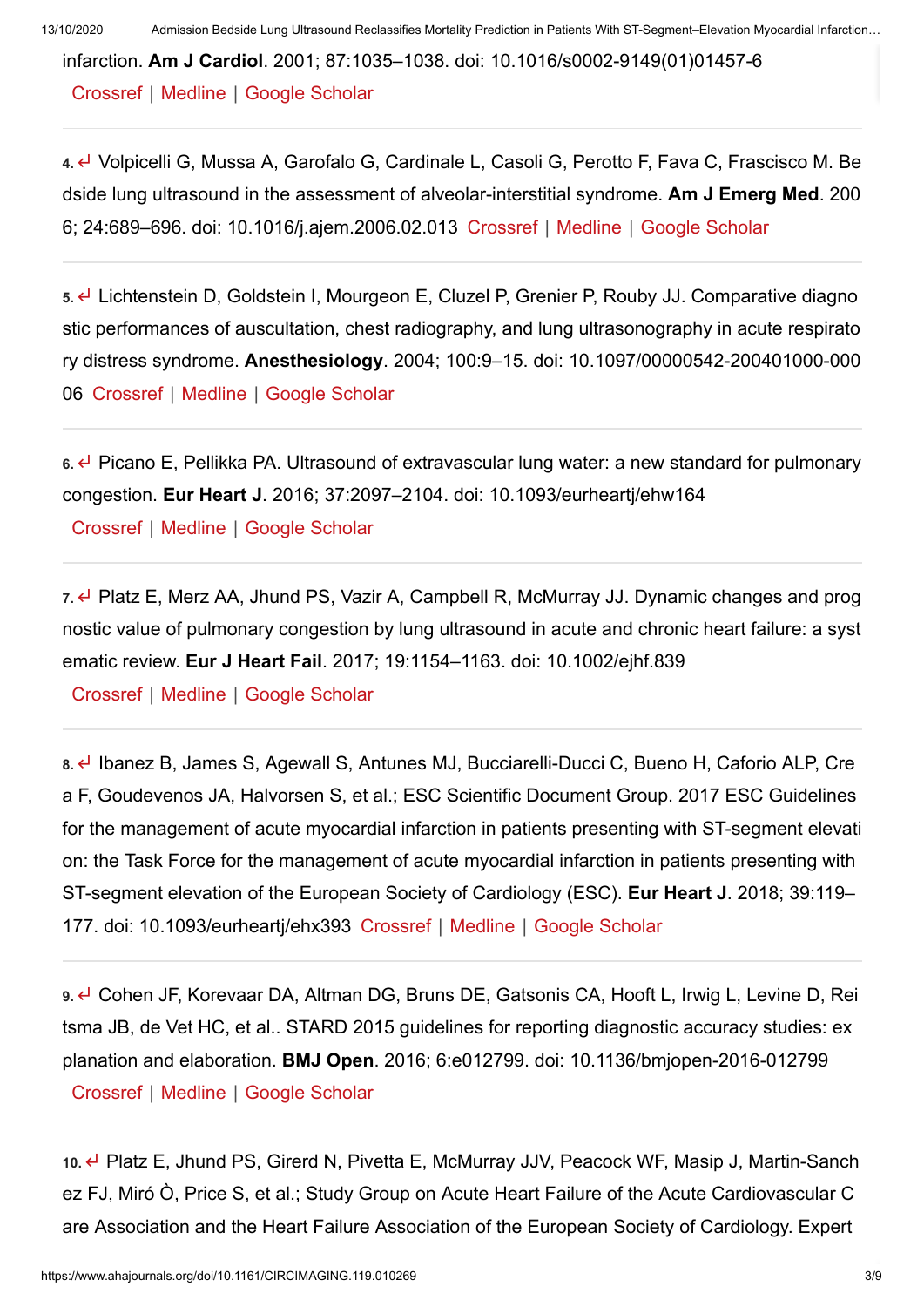infarction. **Am J Cardiol**. 2001; 87:1035–1038. doi: 10.1016/s0002-9149(01)01457-6 Crossref | Medline | Google Scholar

4. ↵ Volpicelli G, Mussa A, Garofalo G, Cardinale L, Casoli G, Perotto F, Fava C, Frascisco M. Bedside lung ultrasound in the assessment of alveolar-interstitial syndrome. **Am J Emerg Med**. 2006; 24:689–696. doi: 10.1016/j.ajem.2006.02.013 Crossref | Medline | Google Scholar

5. ↵ Lichtenstein D, Goldstein I, Mourgeon E, Cluzel P, Grenier P, Rouby JJ. Comparative diagnostic performances of auscultation, chest radiography, and lung ultrasonography in acute respiratory distress syndrome. **Anesthesiology**. 2004; 100:9–15. doi: 10.1097/00000542-200401000-00006 Crossref | Medline | Google Scholar

6. ↵ Picano E, Pellikka PA. Ultrasound of extravascular lung water: a new standard for pulmonary congestion. **Eur Heart J**. 2016; 37:2097–2104. doi: 10.1093/eurheartj/ehw164 Crossref | Medline | Google Scholar

7. ↵ Platz E, Merz AA, Jhund PS, Vazir A, Campbell R, McMurray JJ. Dynamic changes and prognostic value of pulmonary congestion by lung ultrasound in acute and chronic heart failure: a systematic review. **Eur J Heart Fail**. 2017; 19:1154–1163. doi: 10.1002/ejhf.839 Crossref | Medline | Google Scholar

8. ↵ Ibanez B, James S, Agewall S, Antunes MJ, Bucciarelli-Ducci C, Bueno H, Caforio ALP, Crea F, Goudevenos JA, Halvorsen S, et al.; ESC Scientific Document Group. 2017 ESC Guidelines for the management of acute myocardial infarction in patients presenting with ST-segment elevation: the Task Force for the management of acute myocardial infarction in patients presenting with ST-segment elevation of the European Society of Cardiology (ESC). **Eur Heart J**. 2018; 39:119–177. doi: 10.1093/eurheartj/ehx393 Crossref | Medline | Google Scholar

9. ↵ Cohen JF, Korevaar DA, Altman DG, Bruns DE, Gatsonis CA, Hooft L, Irwig L, Levine D, Reitsma JB, de Vet HC, et al.. STARD 2015 guidelines for reporting diagnostic accuracy studies: explanation and elaboration. **BMJ Open**. 2016; 6:e012799. doi: 10.1136/bmjopen-2016-012799 Crossref | Medline | Google Scholar

10. ↵ Platz E, Jhund PS, Girerd N, Pivetta E, McMurray JJV, Peacock WF, Masip J, Martin-Sanchez FJ, Miró Ò, Price S, et al.; Study Group on Acute Heart Failure of the Acute Cardiovascular Care Association and the Heart Failure Association of the European Society of Cardiology. Expert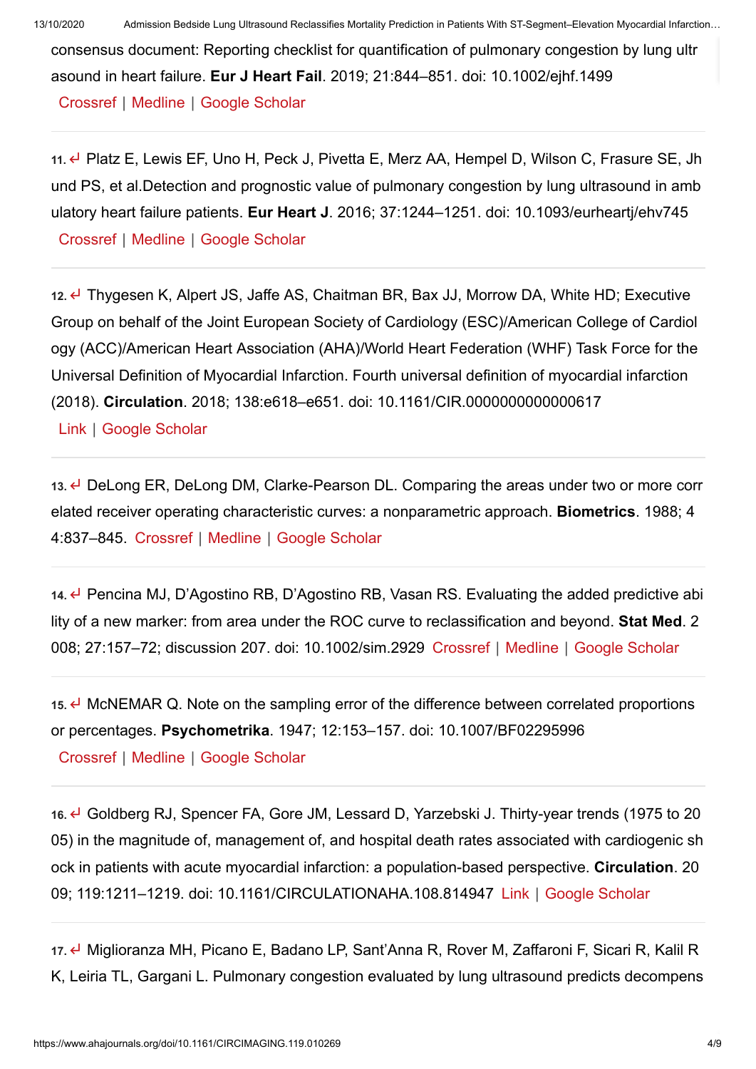consensus document: Reporting checklist for quantification of pulmonary congestion by lung ultrasound in heart failure. **Eur J Heart Fail**. 2019; 21:844–851. doi: 10.1002/ejhf.1499
Crossref | Medline | Google Scholar

---

11. ↵ Platz E, Lewis EF, Uno H, Peck J, Pivetta E, Merz AA, Hempel D, Wilson C, Frasure SE, Jhund PS, et al.Detection and prognostic value of pulmonary congestion by lung ultrasound in ambulatory heart failure patients. **Eur Heart J**. 2016; 37:1244–1251. doi: 10.1093/eurheartj/ehv745
Crossref | Medline | Google Scholar

---

12. ↵ Thygesen K, Alpert JS, Jaffe AS, Chaitman BR, Bax JJ, Morrow DA, White HD; Executive Group on behalf of the Joint European Society of Cardiology (ESC)/American College of Cardiology (ACC)/American Heart Association (AHA)/World Heart Federation (WHF) Task Force for the Universal Definition of Myocardial Infarction. Fourth universal definition of myocardial infarction (2018). **Circulation**. 2018; 138:e618–e651. doi: 10.1161/CIR.0000000000000617
Link | Google Scholar

---

13. ↵ DeLong ER, DeLong DM, Clarke-Pearson DL. Comparing the areas under two or more correlated receiver operating characteristic curves: a nonparametric approach. **Biometrics**. 1988; 44:837–845. Crossref | Medline | Google Scholar

---

14. ↵ Pencina MJ, D'Agostino RB, D'Agostino RB, Vasan RS. Evaluating the added predictive ability of a new marker: from area under the ROC curve to reclassification and beyond. **Stat Med**. 2008; 27:157–72; discussion 207. doi: 10.1002/sim.2929 Crossref | Medline | Google Scholar

---

15. ↵ McNEMAR Q. Note on the sampling error of the difference between correlated proportions or percentages. **Psychometrika**. 1947; 12:153–157. doi: 10.1007/BF02295996
Crossref | Medline | Google Scholar

---

16. ↵ Goldberg RJ, Spencer FA, Gore JM, Lessard D, Yarzebski J. Thirty-year trends (1975 to 2005) in the magnitude of, management of, and hospital death rates associated with cardiogenic shock in patients with acute myocardial infarction: a population-based perspective. **Circulation**. 2009; 119:1211–1219. doi: 10.1161/CIRCULATIONAHA.108.814947 Link | Google Scholar

---

17. ↵ Miglioranza MH, Picano E, Badano LP, Sant'Anna R, Rover M, Zaffaroni F, Sicari R, Kalil RK, Leiria TL, Gargani L. Pulmonary congestion evaluated by lung ultrasound predicts decompens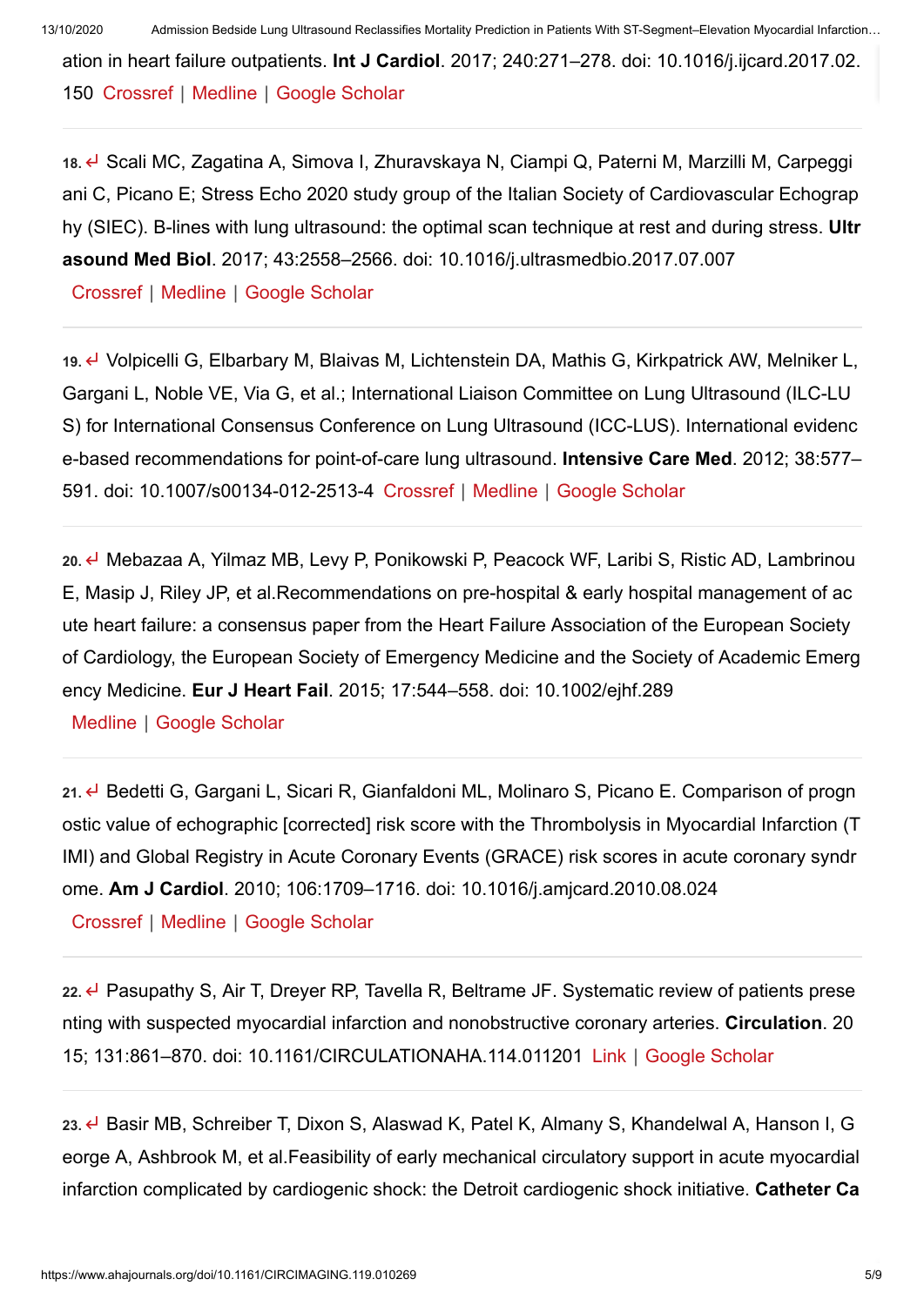ation in heart failure outpatients. **Int J Cardiol**. 2017; 240:271–278. doi: 10.1016/j.ijcard.2017.02.150 Crossref | Medline | Google Scholar

18. ↵ Scali MC, Zagatina A, Simova I, Zhuravskaya N, Ciampi Q, Paterni M, Marzilli M, Carpeggiani C, Picano E; Stress Echo 2020 study group of the Italian Society of Cardiovascular Echography (SIEC). B-lines with lung ultrasound: the optimal scan technique at rest and during stress. **Ultrasound Med Biol**. 2017; 43:2558–2566. doi: 10.1016/j.ultrasmedbio.2017.07.007 Crossref | Medline | Google Scholar

19. ↵ Volpicelli G, Elbarbary M, Blaivas M, Lichtenstein DA, Mathis G, Kirkpatrick AW, Melniker L, Gargani L, Noble VE, Via G, et al.; International Liaison Committee on Lung Ultrasound (ILC-LUS) for International Consensus Conference on Lung Ultrasound (ICC-LUS). International evidence-based recommendations for point-of-care lung ultrasound. **Intensive Care Med**. 2012; 38:577–591. doi: 10.1007/s00134-012-2513-4 Crossref | Medline | Google Scholar

20. ↵ Mebazaa A, Yilmaz MB, Levy P, Ponikowski P, Peacock WF, Laribi S, Ristic AD, Lambrinou E, Masip J, Riley JP, et al.Recommendations on pre-hospital & early hospital management of acute heart failure: a consensus paper from the Heart Failure Association of the European Society of Cardiology, the European Society of Emergency Medicine and the Society of Academic Emergency Medicine. **Eur J Heart Fail**. 2015; 17:544–558. doi: 10.1002/ejhf.289 Medline | Google Scholar

21. ↵ Bedetti G, Gargani L, Sicari R, Gianfaldoni ML, Molinaro S, Picano E. Comparison of prognostic value of echographic [corrected] risk score with the Thrombolysis in Myocardial Infarction (TIMI) and Global Registry in Acute Coronary Events (GRACE) risk scores in acute coronary syndrome. **Am J Cardiol**. 2010; 106:1709–1716. doi: 10.1016/j.amjcard.2010.08.024 Crossref | Medline | Google Scholar

22. ↵ Pasupathy S, Air T, Dreyer RP, Tavella R, Beltrame JF. Systematic review of patients presenting with suspected myocardial infarction and nonobstructive coronary arteries. **Circulation**. 2015; 131:861–870. doi: 10.1161/CIRCULATIONAHA.114.011201 Link | Google Scholar

23. ↵ Basir MB, Schreiber T, Dixon S, Alaswad K, Patel K, Almany S, Khandelwal A, Hanson I, George A, Ashbrook M, et al.Feasibility of early mechanical circulatory support in acute myocardial infarction complicated by cardiogenic shock: the Detroit cardiogenic shock initiative. **Catheter Ca**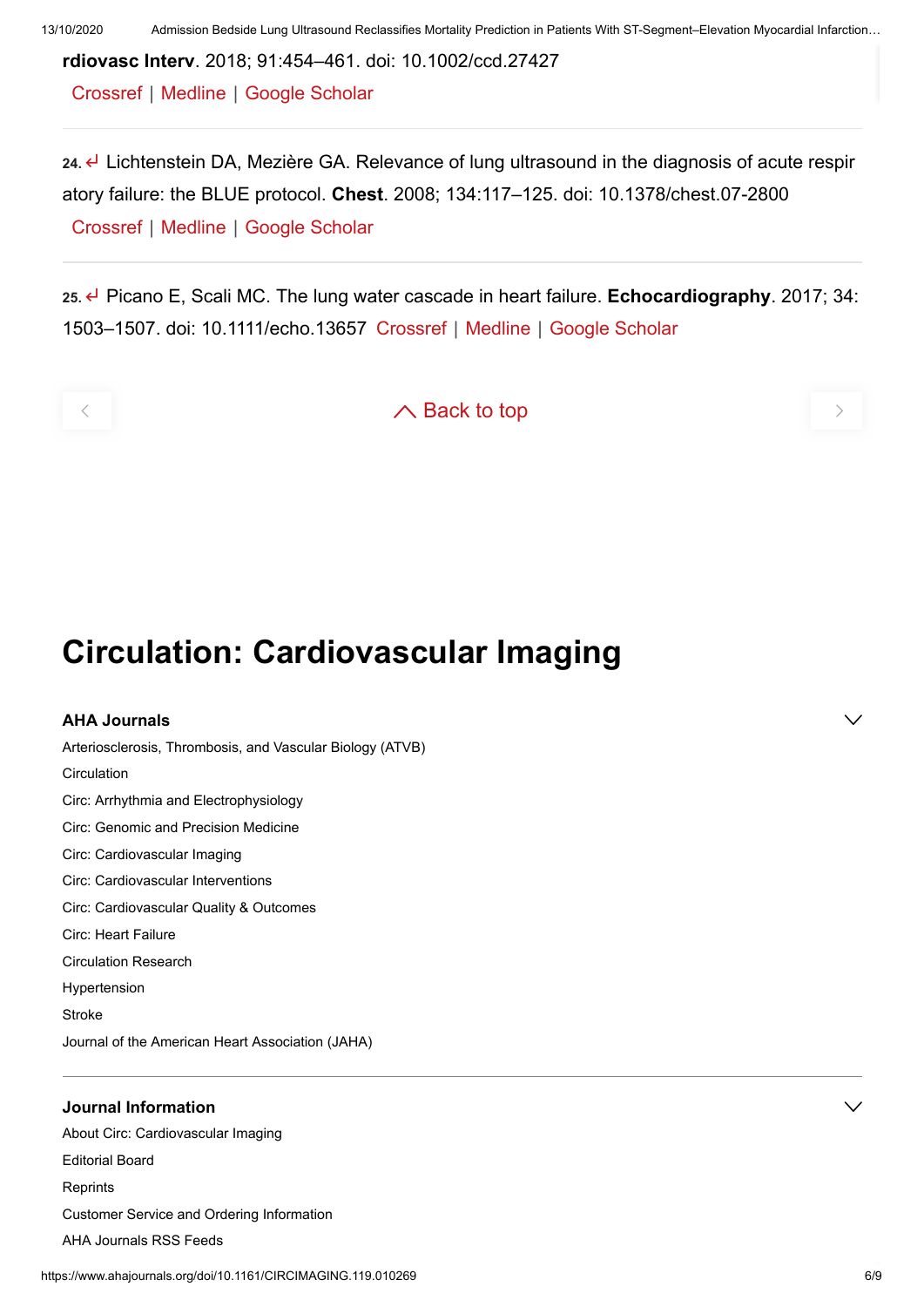rdiovasc Interv. 2018; 91:454–461. doi: 10.1002/ccd.27427
Crossref | Medline | Google Scholar

24. ↵ Lichtenstein DA, Mezière GA. Relevance of lung ultrasound in the diagnosis of acute respiratory failure: the BLUE protocol. **Chest**. 2008; 134:117–125. doi: 10.1378/chest.07-2800
Crossref | Medline | Google Scholar

25. ↵ Picano E, Scali MC. The lung water cascade in heart failure. **Echocardiography**. 2017; 34: 1503–1507. doi: 10.1111/echo.13657 Crossref | Medline | Google Scholar

Back to top

# Circulation: Cardiovascular Imaging

**AHA Journals**

Arteriosclerosis, Thrombosis, and Vascular Biology (ATVB)
Circulation
Circ: Arrhythmia and Electrophysiology
Circ: Genomic and Precision Medicine
Circ: Cardiovascular Imaging
Circ: Cardiovascular Interventions
Circ: Cardiovascular Quality & Outcomes
Circ: Heart Failure
Circulation Research
Hypertension
Stroke
Journal of the American Heart Association (JAHA)

**Journal Information**

About Circ: Cardiovascular Imaging
Editorial Board
Reprints
Customer Service and Ordering Information
AHA Journals RSS Feeds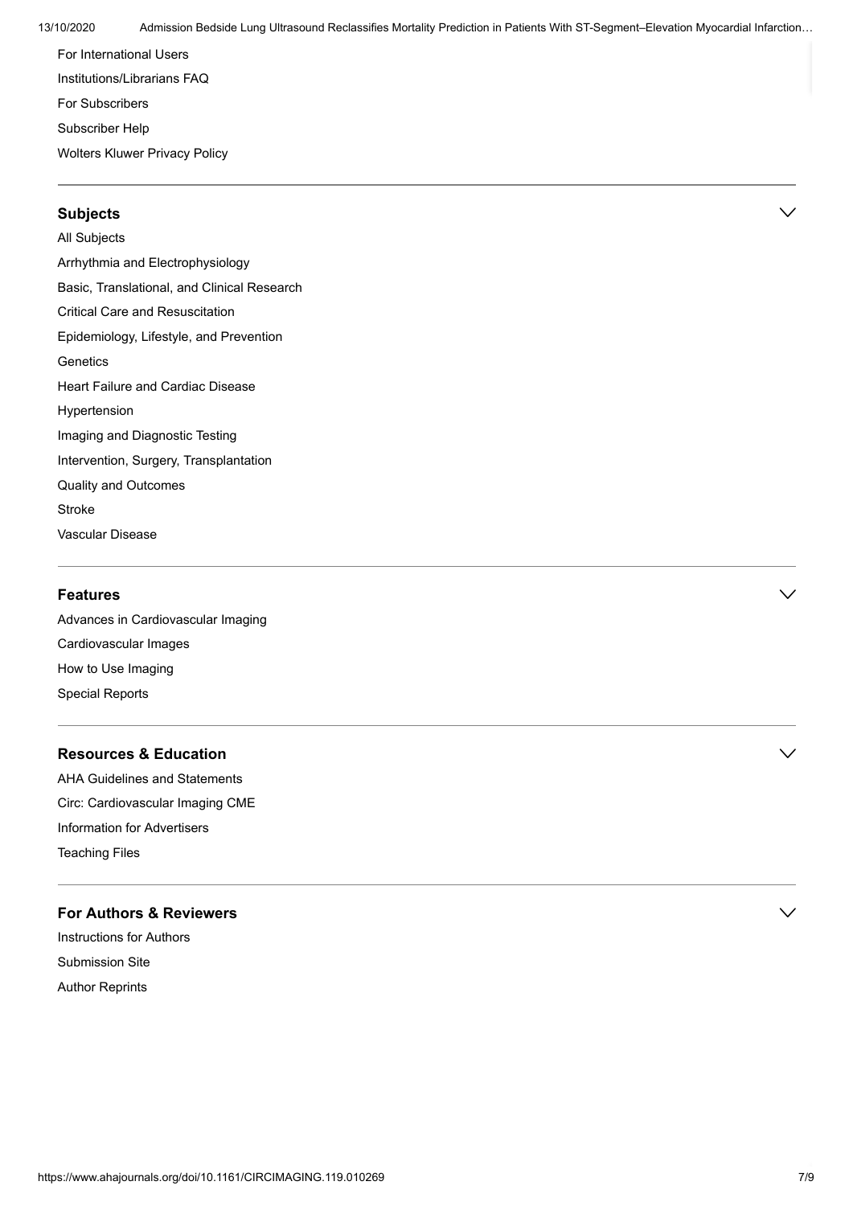For International Users

Institutions/Librarians FAQ

For Subscribers

Subscriber Help

Wolters Kluwer Privacy Policy

## Subjects

All Subjects

Arrhythmia and Electrophysiology

Basic, Translational, and Clinical Research

Critical Care and Resuscitation

Epidemiology, Lifestyle, and Prevention

Genetics

Heart Failure and Cardiac Disease

Hypertension

Imaging and Diagnostic Testing

Intervention, Surgery, Transplantation

Quality and Outcomes

Stroke

Vascular Disease

## Features

Advances in Cardiovascular Imaging

Cardiovascular Images

How to Use Imaging

Special Reports

## Resources & Education

AHA Guidelines and Statements

Circ: Cardiovascular Imaging CME

Information for Advertisers

Teaching Files

## For Authors & Reviewers

Instructions for Authors

Submission Site

Author Reprints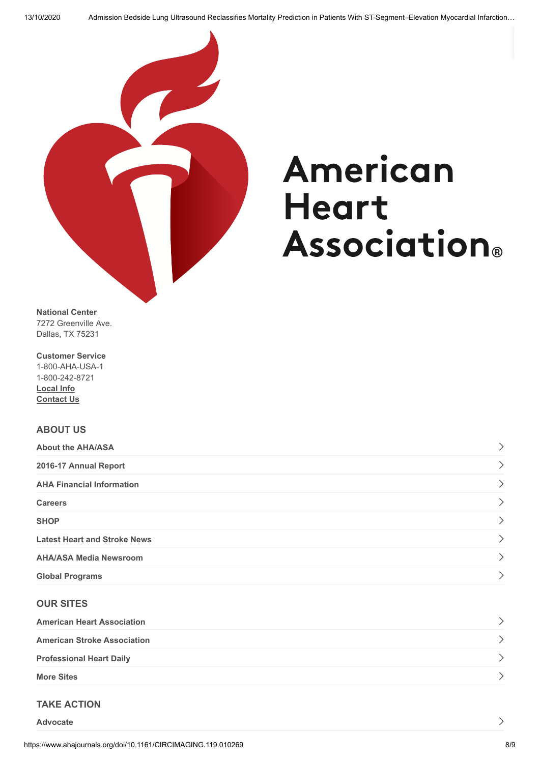American Heart Association®

**National Center**
7272 Greenville Ave.
Dallas, TX 75231

**Customer Service**
1-800-AHA-USA-1
1-800-242-8721
**Local Info**
**Contact Us**

## ABOUT US

- **About the AHA/ASA**
- **2016-17 Annual Report**
- **AHA Financial Information**
- **Careers**
- **SHOP**
- **Latest Heart and Stroke News**
- **AHA/ASA Media Newsroom**
- **Global Programs**

## OUR SITES

- **American Heart Association**
- **American Stroke Association**
- **Professional Heart Daily**
- **More Sites**

## TAKE ACTION

- **Advocate**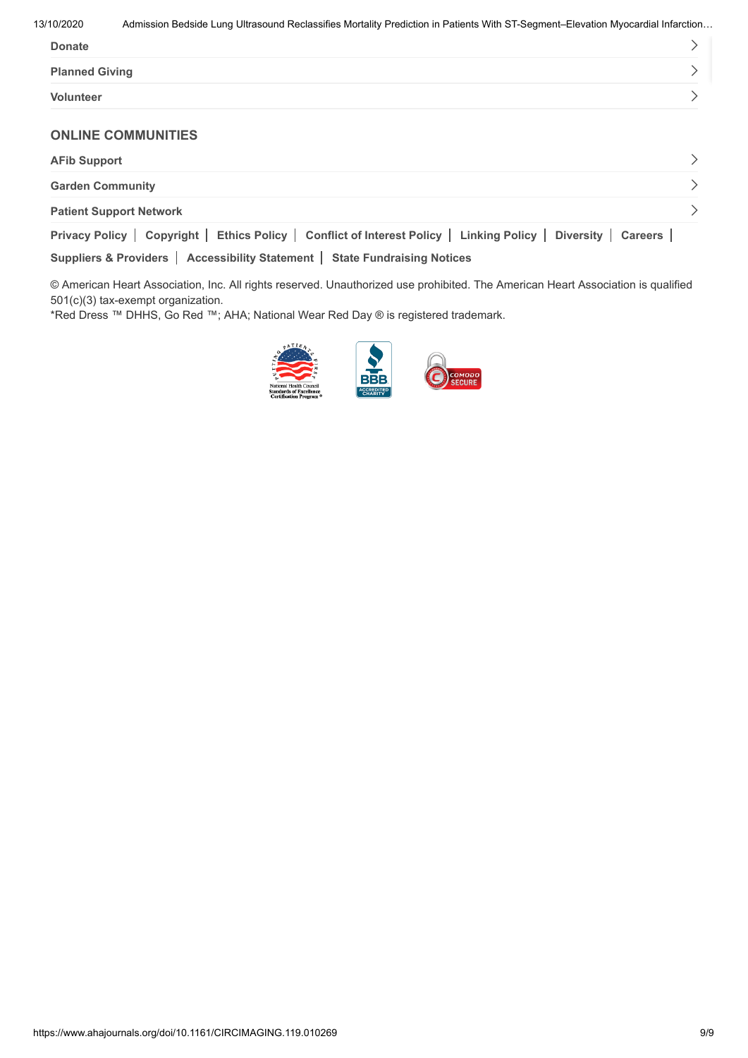Donate

Planned Giving

Volunteer

## ONLINE COMMUNITIES

AFib Support

Garden Community

Patient Support Network

Privacy Policy | Copyright | Ethics Policy | Conflict of Interest Policy | Linking Policy | Diversity | Careers | Suppliers & Providers | Accessibility Statement | State Fundraising Notices

© American Heart Association, Inc. All rights reserved. Unauthorized use prohibited. The American Heart Association is qualified 501(c)(3) tax-exempt organization.
*Red Dress ™ DHHS, Go Red ™; AHA; National Wear Red Day ® is registered trademark.